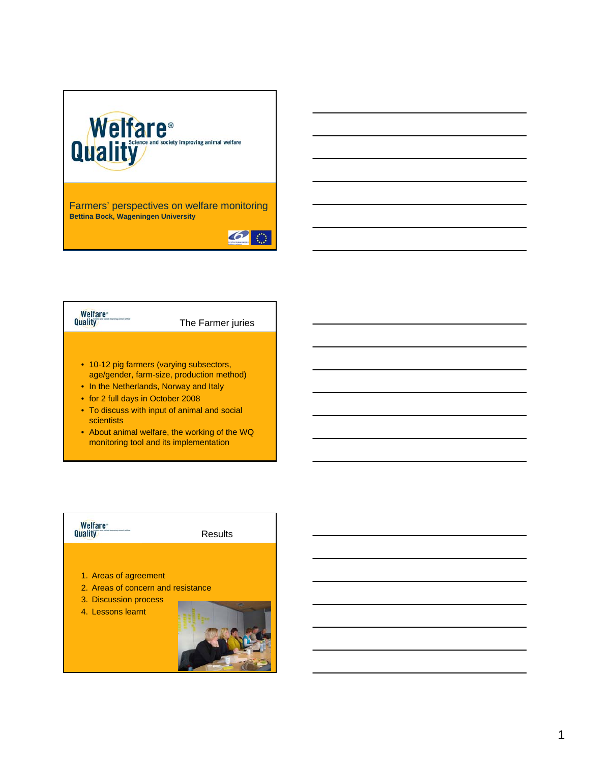# Welfare Quality

Science and society improving animal welfare

## Farmers' perspectives on welfare monitoring

**Bettina Bock, Wageningen University**

## The Farmer juries

- 10-12 pig farmers (varying subsectors, age/gender, farm-size, production method)
- In the Netherlands, Norway and Italy
- for 2 full days in October 2008
- To discuss with input of animal and social scientists
- About animal welfare, the working of the WQ monitoring tool and its implementation

## Results

1. Areas of agreement
2. Areas of concern and resistance
3. Discussion process
4. Lessons learnt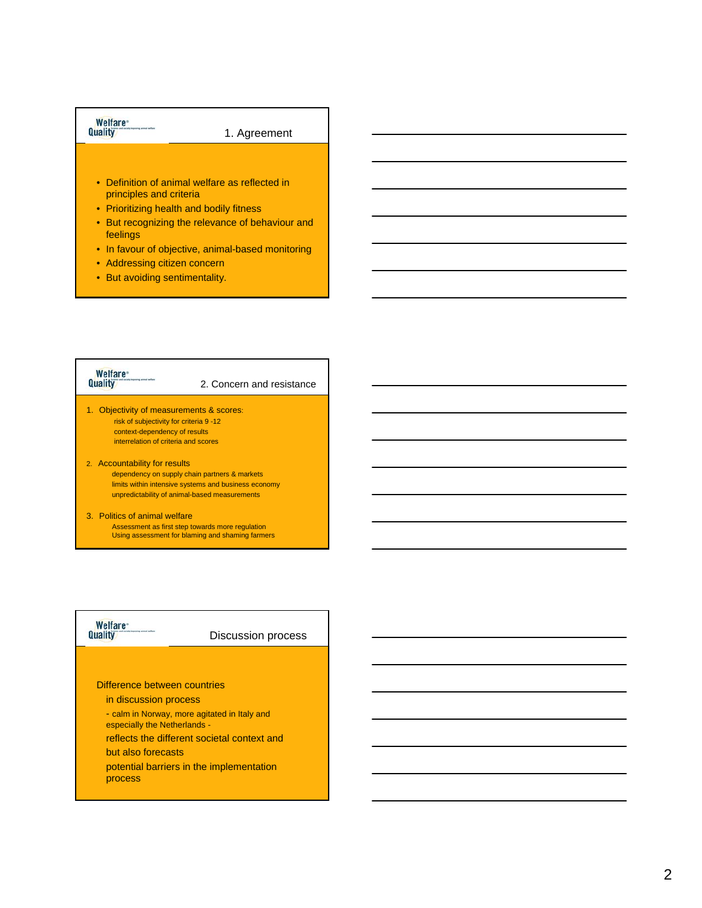## 1. Agreement

- Definition of animal welfare as reflected in principles and criteria
- Prioritizing health and bodily fitness
- But recognizing the relevance of behaviour and feelings
- In favour of objective, animal-based monitoring
- Addressing citizen concern
- But avoiding sentimentality.

## 2. Concern and resistance

1. Objectivity of measurements & scores:
   - risk of subjectivity for criteria 9 -12
   - context-dependency of results
   - interrelation of criteria and scores
2. Accountability for results
   - dependency on supply chain partners & markets
   - limits within intensive systems and business economy
   - unpredictability of animal-based measurements
3. Politics of animal welfare
   - Assessment as first step towards more regulation
   - Using assessment for blaming and shaming farmers

## Discussion process

Difference between countries

in discussion process

- calm in Norway, more agitated in Italy and especially the Netherlands -

reflects the different societal context and

but also forecasts

potential barriers in the implementation process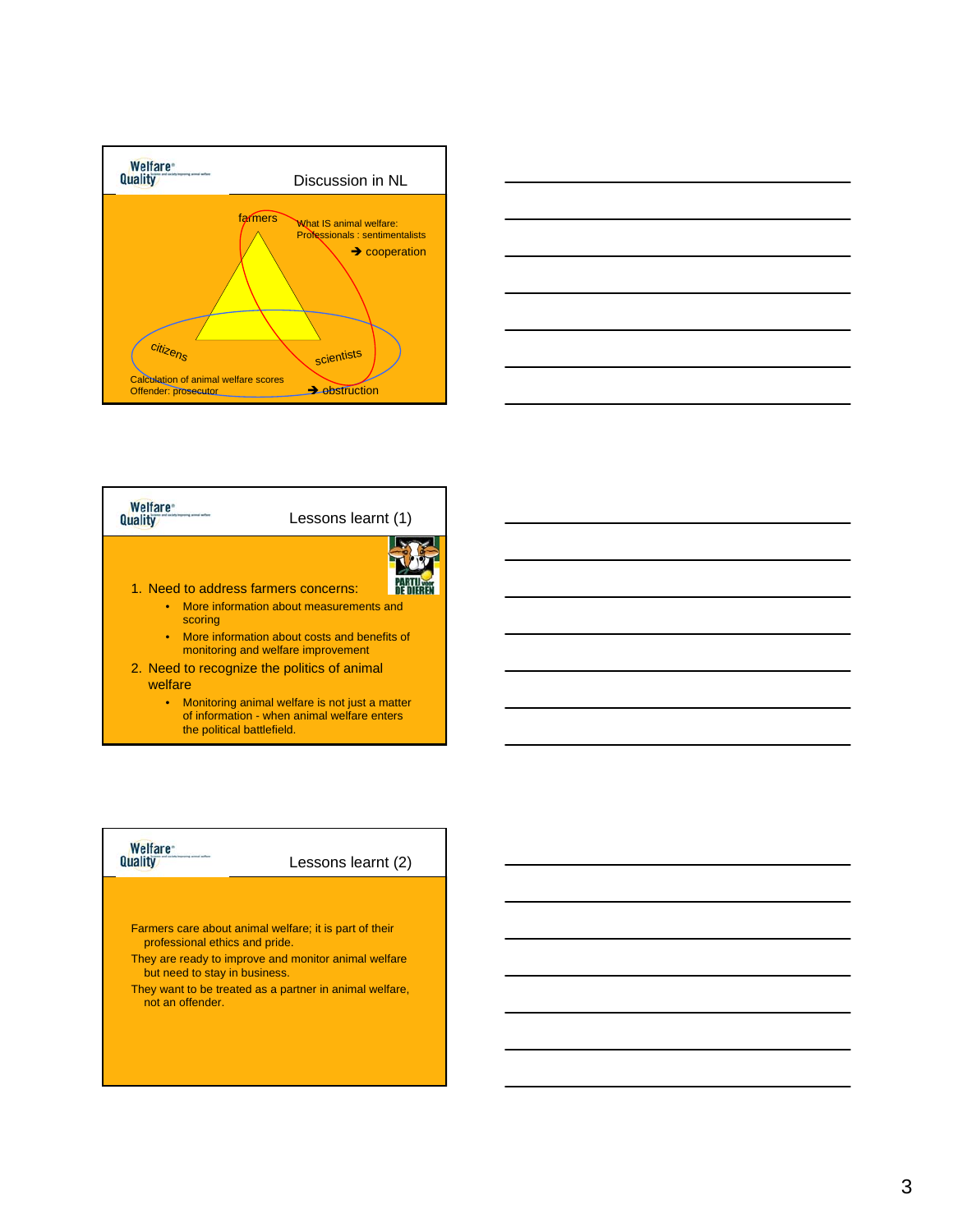## Discussion in NL

farmers

What IS animal welfare:
Professionals : sentimentalists

→ cooperation

citizens

scientists

Calculation of animal welfare scores
Offender: prosecutor

→ obstruction

## Lessons learnt (1)

1. Need to address farmers concerns:
   - More information about measurements and scoring
   - More information about costs and benefits of monitoring and welfare improvement
2. Need to recognize the politics of animal welfare
   - Monitoring animal welfare is not just a matter of information - when animal welfare enters the political battlefield.

## Lessons learnt (2)

Farmers care about animal welfare; it is part of their professional ethics and pride.

They are ready to improve and monitor animal welfare but need to stay in business.

They want to be treated as a partner in animal welfare, not an offender.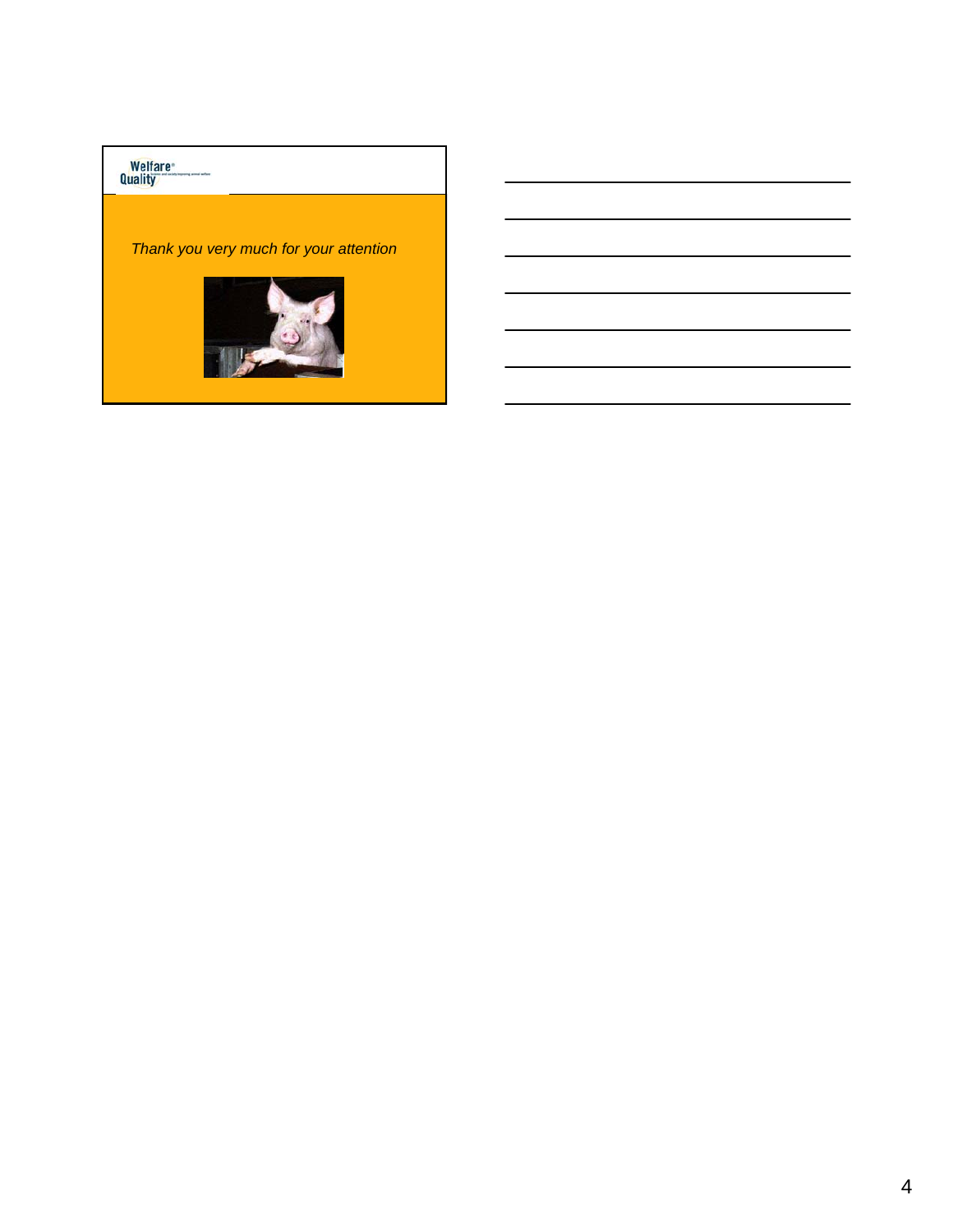Welfare Quality

*Thank you very much for your attention*